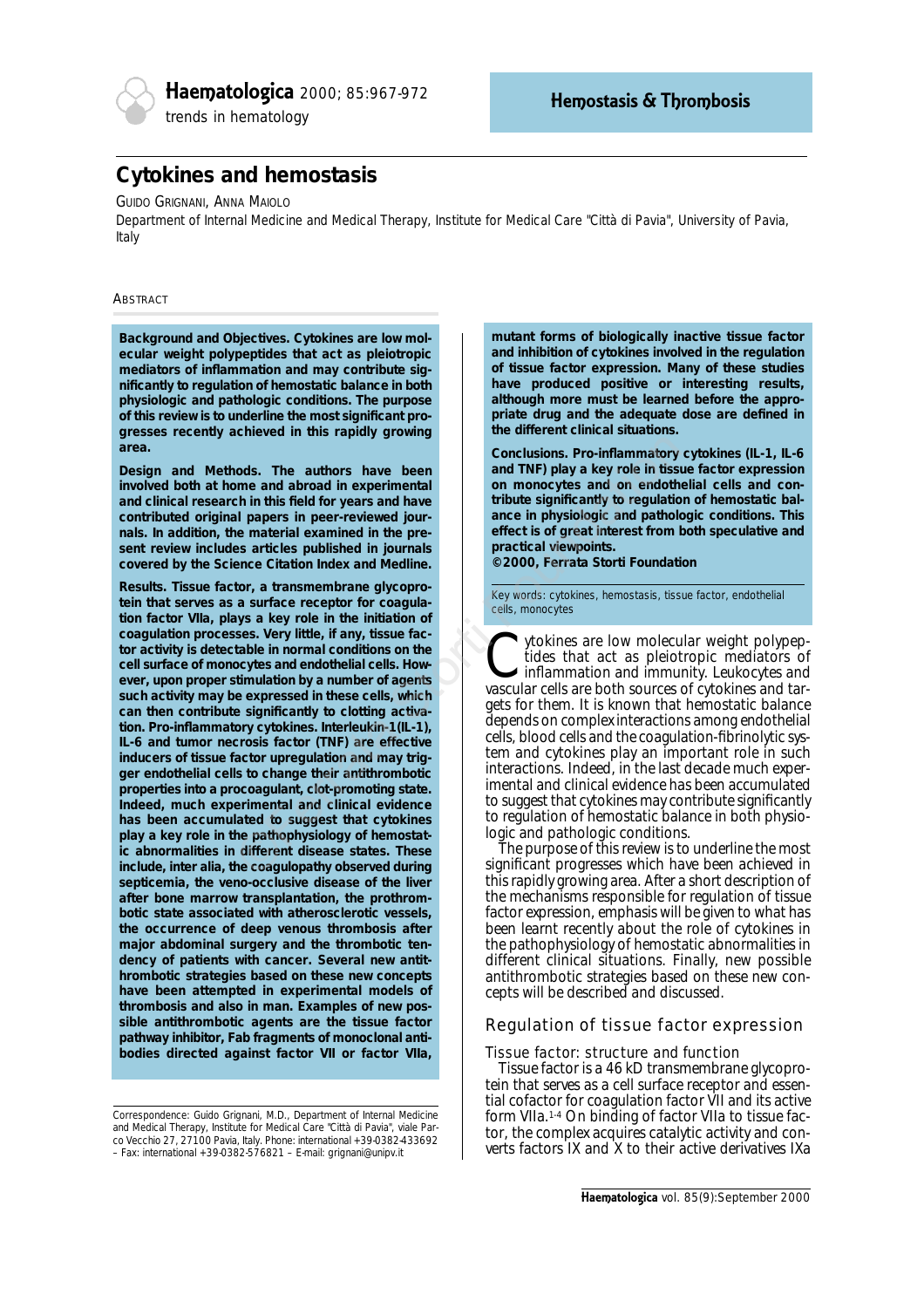# Cytokines and hemostasis

GUIDO GRIGNANI, ANNA MAIOLO

Department of Internal Medicine and Medical Therapy, Institute for Medical Care "Città di Pavia", University of Pavia, Italy

ABSTRACT

**Background and Objectives. Cytokines are low molecular weight polypeptides that act as pleiotropic mediators of inflammation and may contribute significantly to regulation of hemostatic balance in both physiologic and pathologic conditions. The purpose of this review is to underline the most significant progresses recently achieved in this rapidly growing area.**

**Design and Methods. The authors have been involved both at home and abroad in experimental and clinical research in this field for years and have contributed original papers in peer-reviewed journals. In addition, the material examined in the present review includes articles published in journals covered by the Science Citation Index and Medline.**

**Results. Tissue factor, a transmembrane glycoprotein that serves as a surface receptor for coagulation factor VIIa, plays a key role in the initiation of coagulation processes. Very little, if any, tissue factor activity is detectable in normal conditions on the cell surface of monocytes and endothelial cells. However, upon proper stimulation by a number of agents such activity may be expressed in these cells, which can then contribute significantly to clotting activation. Pro-inflammatory cytokines. Interleukin-1 (IL-1), IL-6 and tumor necrosis factor (TNF) are effective inducers of tissue factor upregulation and may trigger endothelial cells to change their antithrombotic properties into a procoagulant, clot-promoting state. Indeed, much experimental and clinical evidence has been accumulated to suggest that cytokines play a key role in the pathophysiology of hemostatic abnormalities in different disease states. These include, inter alia, the coagulopathy observed during septicemia, the veno-occlusive disease of the liver after bone marrow transplantation, the prothrombotic state associated with atherosclerotic vessels, the occurrence of deep venous thrombosis after major abdominal surgery and the thrombotic tendency of patients with cancer. Several new antithrombotic strategies based on these new concepts have been attempted in experimental models of thrombosis and also in man. Examples of new possible antithrombotic agents are the tissue factor pathway inhibitor, Fab fragments of monoclonal antibodies directed against factor VII or factor VIIa, mutant forms of biologically inactive tissue factor and inhibition of cytokines involved in the regulation of tissue factor expression. Many of these studies have produced positive or interesting results, although more must be learned before the appropriate drug and the adequate dose are defined in the different clinical situations.**

**Conclusions. Pro-inflammatory cytokines (IL-1, IL-6 and TNF) play a key role in tissue factor expression on monocytes and on endothelial cells and contribute significantly to regulation of hemostatic balance in physiologic and pathologic conditions. This effect is of great interest from both speculative and practical viewpoints.**
**©2000, Ferrata Storti Foundation**

Key words: cytokines, hemostasis, tissue factor, endothelial cells, monocytes

Correspondence: Guido Grignani, M.D., Department of Internal Medicine and Medical Therapy, Institute for Medical Care "Città di Pavia", viale Parco Vecchio 27, 27100 Pavia, Italy. Phone: international +39-0382-433692 – Fax: international +39-0382-576821 – E-mail: grignani@unipv.it

Cytokines are low molecular weight polypeptides that act as pleiotropic mediators of inflammation and immunity. Leukocytes and vascular cells are both sources of cytokines and targets for them. It is known that hemostatic balance depends on complex interactions among endothelial cells, blood cells and the coagulation-fibrinolytic system and cytokines play an important role in such interactions. Indeed, in the last decade much experimental and clinical evidence has been accumulated to suggest that cytokines may contribute significantly to regulation of hemostatic balance in both physiologic and pathologic conditions.

The purpose of this review is to underline the most significant progresses which have been achieved in this rapidly growing area. After a short description of the mechanisms responsible for regulation of tissue factor expression, emphasis will be given to what has been learnt recently about the role of cytokines in the pathophysiology of hemostatic abnormalities in different clinical situations. Finally, new possible antithrombotic strategies based on these new concepts will be described and discussed.

## Regulation of tissue factor expression

### Tissue factor: structure and function

Tissue factor is a 46 kD transmembrane glycoprotein that serves as a cell surface receptor and essential cofactor for coagulation factor VII and its active form VIIa.[1-4] On binding of factor VIIa to tissue factor, the complex acquires catalytic activity and converts factors IX and X to their active derivatives IXa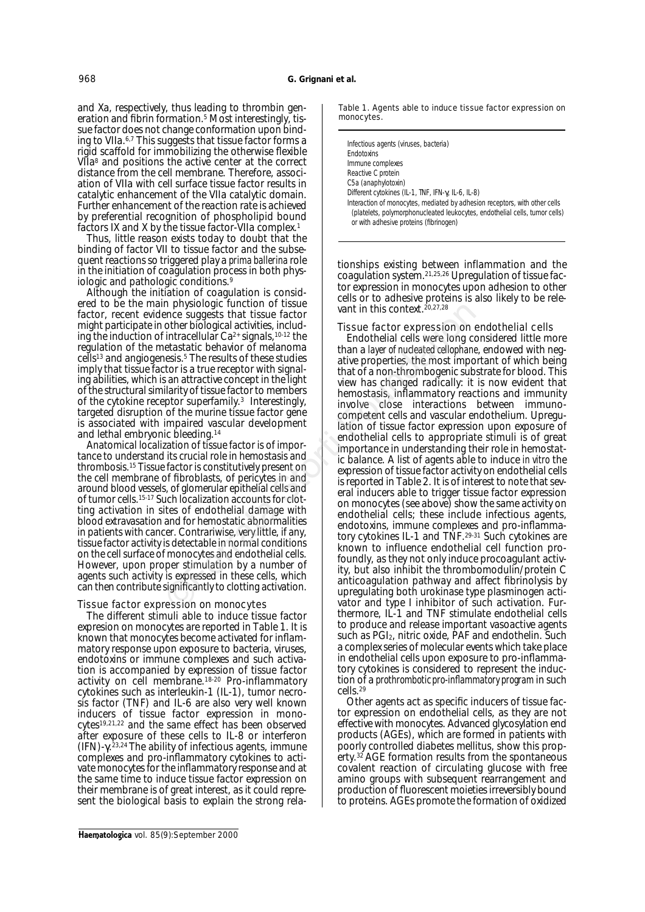and Xa, respectively, thus leading to thrombin generation and fibrin formation.[5] Most interestingly, tissue factor does not change conformation upon binding to VIIa.[6,7] This suggests that tissue factor forms a rigid scaffold for immobilizing the otherwise flexible VIIa[8] and positions the active center at the correct distance from the cell membrane. Therefore, association of VIIa with cell surface tissue factor results in catalytic enhancement of the VIIa catalytic domain. Further enhancement of the reaction rate is achieved by preferential recognition of phospholipid bound factors IX and X by the tissue factor-VIIa complex.[1]

Thus, little reason exists today to doubt that the binding of factor VII to tissue factor and the subsequent reactions so triggered play a *prima ballerina* role in the initiation of coagulation process in both physiologic and pathologic conditions.[9]

Although the initiation of coagulation is considered to be the main physiologic function of tissue factor, recent evidence suggests that tissue factor might participate in other biological activities, including the induction of intracellular $Ca^{2+}$ signals,[10-12] the regulation of the metastatic behavior of melanoma cells[13] and angiogenesis.[5] The results of these studies imply that tissue factor is a true receptor with signaling abilities, which is an attractive concept in the light of the structural similarity of tissue factor to members of the cytokine receptor superfamily.[3] Interestingly, targeted disruption of the murine tissue factor gene is associated with impaired vascular development and lethal embryonic bleeding.[14]

Anatomical localization of tissue factor is of importance to understand its crucial role in hemostasis and thrombosis.[15] Tissue factor is constitutively present on the cell membrane of fibroblasts, of pericytes in and around blood vessels, of glomerular epithelial cells and of tumor cells.[15-17] Such localization accounts for clotting activation in sites of endothelial damage with blood extravasation and for hemostatic abnormalities in patients with cancer. Contrariwise, very little, if any, tissue factor activity is detectable in normal conditions on the cell surface of monocytes and endothelial cells. However, upon proper stimulation by a number of agents such activity is expressed in these cells, which can then contribute significantly to clotting activation.

### Tissue factor expression on monocytes

The different stimuli able to induce tissue factor expresion on monocytes are reported in Table 1. It is known that monocytes become activated for inflammatory response upon exposure to bacteria, viruses, endotoxins or immune complexes and such activation is accompanied by expression of tissue factor activity on cell membrane.[18-20] Pro-inflammatory cytokines such as interleukin-1 (IL-1), tumor necrosis factor (TNF) and IL-6 are also very well known inducers of tissue factor expression in monocytes[19,21,22] and the same effect has been observed after exposure of these cells to IL-8 or interferon (IFN)-γ.[23,24] The ability of infectious agents, immune complexes and pro-inflammatory cytokines to activate monocytes for the inflammatory response and at the same time to induce tissue factor expression on their membrane is of great interest, as it could represent the biological basis to explain the strong relationships existing between inflammation and the coagulation system.[21,25,26] Upregulation of tissue factor expression in monocytes upon adhesion to other cells or to adhesive proteins is also likely to be relevant in this context.[20,27,28]

Table 1. Agents able to induce tissue factor expression on monocytes.

| |
|---|
| Infectious agents (viruses, bacteria) |
| Endotoxins |
| Immune complexes |
| Reactive C protein |
| C5a (anaphylotoxin) |
| Different cytokines (IL-1, TNF, IFN-γ, IL-6, IL-8) |
| Interaction of monocytes, mediated by adhesion receptors, with other cells (platelets, polymorphonucleated leukocytes, endothelial cells, tumor cells) or with adhesive proteins (fibrinogen) |

### Tissue factor expression on endothelial cells

Endothelial cells were long considered little more than a *layer of nucleated cellophane*, endowed with negative properties, the most important of which being that of a non-thrombogenic substrate for blood. This view has changed radically: it is now evident that hemostasis, inflammatory reactions and immunity involve close interactions between immunocompetent cells and vascular endothelium. Upregulation of tissue factor expression upon exposure of endothelial cells to appropriate stimuli is of great importance in understanding their role in hemostatic balance. A list of agents able to induce *in vitro* the expression of tissue factor activity on endothelial cells is reported in Table 2. It is of interest to note that several inducers able to trigger tissue factor expression on monocytes (see above) show the same activity on endothelial cells; these include infectious agents, endotoxins, immune complexes and pro-inflammatory cytokines IL-1 and TNF.[29-31] Such cytokines are known to influence endothelial cell function profoundly, as they not only induce procoagulant activity, but also inhibit the thrombomodulin/protein C anticoagulation pathway and affect fibrinolysis by upregulating both urokinase type plasminogen activator and type I inhibitor of such activation. Furthermore, IL-1 and TNF stimulate endothelial cells to produce and release important vasoactive agents such as $PGI_2$, nitric oxide, PAF and endothelin. Such a complex series of molecular events which take place in endothelial cells upon exposure to pro-inflammatory cytokines is considered to represent the induction of a *prothrombotic pro-inflammatory program* in such cells.[29]

Other agents act as specific inducers of tissue factor expression on endothelial cells, as they are not effective with monocytes. Advanced glycosylation end products (AGEs), which are formed in patients with poorly controlled diabetes mellitus, show this property.[32] AGE formation results from the spontaneous covalent reaction of circulating glucose with free amino groups with subsequent rearrangement and production of fluorescent moieties irreversibly bound to proteins. AGEs promote the formation of oxidized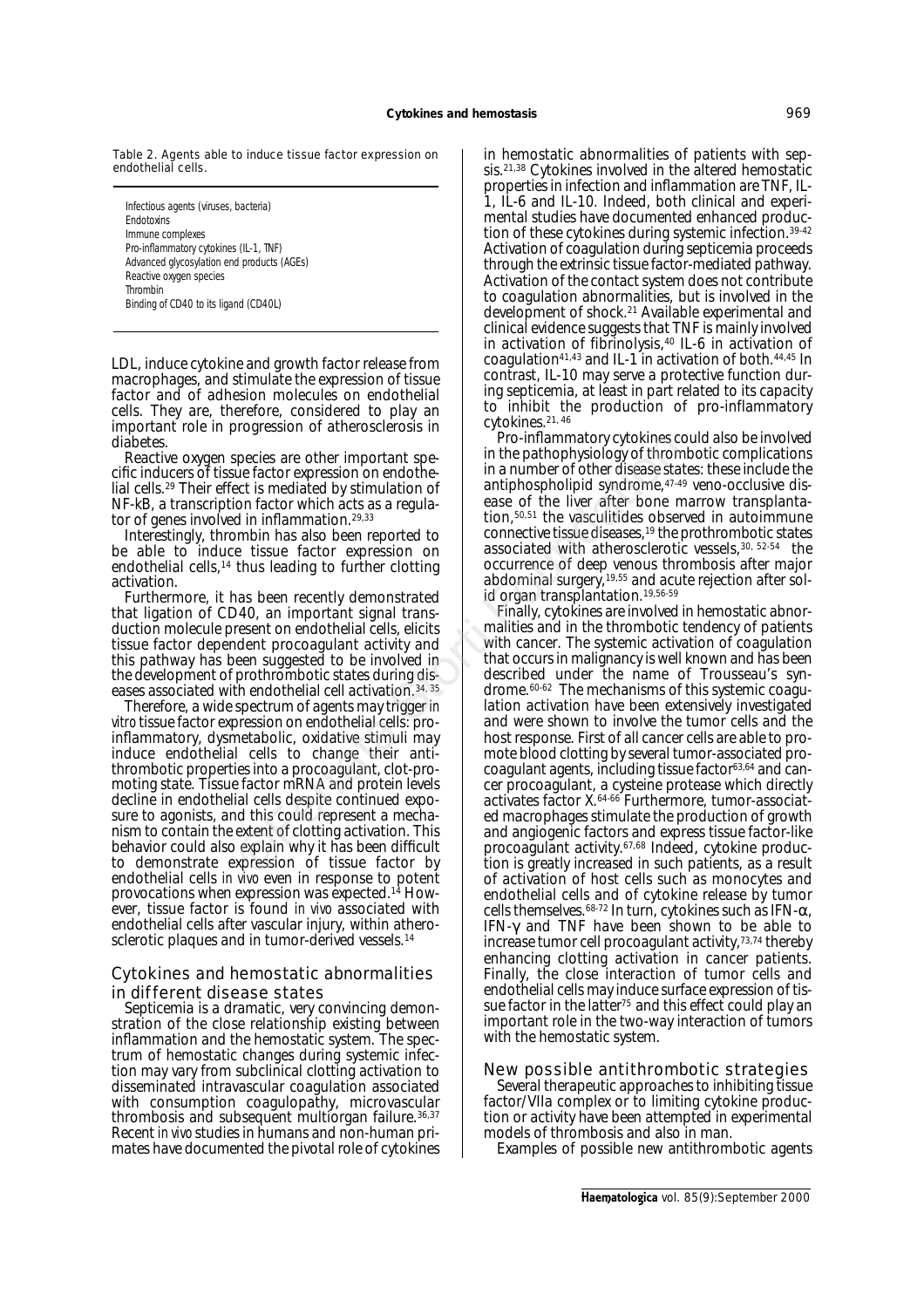Table 2. Agents able to induce tissue factor expression on endothelial cells.

| |
|---|
| Infectious agents (viruses, bacteria) |
| Endotoxins |
| Immune complexes |
| Pro-inflammatory cytokines (IL-1, TNF) |
| Advanced glycosylation end products (AGEs) |
| Reactive oxygen species |
| Thrombin |
| Binding of CD40 to its ligand (CD40L) |

LDL, induce cytokine and growth factor release from macrophages, and stimulate the expression of tissue factor and of adhesion molecules on endothelial cells. They are, therefore, considered to play an important role in progression of atherosclerosis in diabetes.

Reactive oxygen species are other important specific inducers of tissue factor expression on endothelial cells.[29] Their effect is mediated by stimulation of NF-kB, a transcription factor which acts as a regulator of genes involved in inflammation.[29,33]

Interestingly, thrombin has also been reported to be able to induce tissue factor expression on endothelial cells,[14] thus leading to further clotting activation.

Furthermore, it has been recently demonstrated that ligation of CD40, an important signal transduction molecule present on endothelial cells, elicits tissue factor dependent procoagulant activity and this pathway has been suggested to be involved in the development of prothrombotic states during diseases associated with endothelial cell activation.[34,35]

Therefore, a wide spectrum of agents may trigger *in vitro* tissue factor expression on endothelial cells: pro-inflammatory, dysmetabolic, oxidative stimuli may induce endothelial cells to change their antithrombotic properties into a procoagulant, clot-promoting state. Tissue factor mRNA and protein levels decline in endothelial cells despite continued exposure to agonists, and this could represent a mechanism to contain the extent of clotting activation. This behavior could also explain why it has been difficult to demonstrate expression of tissue factor by endothelial cells *in vivo* even in response to potent provocations when expression was expected.[14] However, tissue factor is found *in vivo* associated with endothelial cells after vascular injury, within atherosclerotic plaques and in tumor-derived vessels.[14]

## Cytokines and hemostatic abnormalities in different disease states

Septicemia is a dramatic, very convincing demonstration of the close relationship existing between inflammation and the hemostatic system. The spectrum of hemostatic changes during systemic infection may vary from subclinical clotting activation to disseminated intravascular coagulation associated with consumption coagulopathy, microvascular thrombosis and subsequent multiorgan failure.[36,37] Recent *in vivo* studies in humans and non-human primates have documented the pivotal role of cytokines in hemostatic abnormalities of patients with sepsis.[21,38] Cytokines involved in the altered hemostatic properties in infection and inflammation are TNF, IL-1, IL-6 and IL-10. Indeed, both clinical and experimental studies have documented enhanced production of these cytokines during systemic infection.[39-42] Activation of coagulation during septicemia proceeds through the extrinsic tissue factor-mediated pathway. Activation of the contact system does not contribute to coagulation abnormalities, but is involved in the development of shock.[21] Available experimental and clinical evidence suggests that TNF is mainly involved in activation of fibrinolysis,[40] IL-6 in activation of coagulation[41,43] and IL-1 in activation of both.[44,45] In contrast, IL-10 may serve a protective function during septicemia, at least in part related to its capacity to inhibit the production of pro-inflammatory cytokines.[21,46]

Pro-inflammatory cytokines could also be involved in the pathophysiology of thrombotic complications in a number of other disease states: these include the antiphospholipid syndrome,[47-49] veno-occlusive disease of the liver after bone marrow transplantation,[50,51] the vasculitides observed in autoimmune connective tissue diseases,[19] the prothrombotic states associated with atherosclerotic vessels,[30,52-54] the occurrence of deep venous thrombosis after major abdominal surgery,[19,55] and acute rejection after solid organ transplantation.[19,56-59]

Finally, cytokines are involved in hemostatic abnormalities and in the thrombotic tendency of patients with cancer. The systemic activation of coagulation that occurs in malignancy is well known and has been described under the name of Trousseau's syndrome.[60-62] The mechanisms of this systemic coagulation activation have been extensively investigated and were shown to involve the tumor cells and the host response. First of all cancer cells are able to promote blood clotting by several tumor-associated procoagulant agents, including tissue factor[63,64] and cancer procoagulant, a cysteine protease which directly activates factor X.[64-66] Furthermore, tumor-associated macrophages stimulate the production of growth and angiogenic factors and express tissue factor-like procoagulant activity.[67,68] Indeed, cytokine production is greatly increased in such patients, as a result of activation of host cells such as monocytes and endothelial cells and of cytokine release by tumor cells themselves.[68-72] In turn, cytokines such as IFN-$\alpha$, IFN-$\gamma$ and TNF have been shown to be able to increase tumor cell procoagulant activity,[73,74] thereby enhancing clotting activation in cancer patients. Finally, the close interaction of tumor cells and endothelial cells may induce surface expression of tissue factor in the latter[75] and this effect could play an important role in the two-way interaction of tumors with the hemostatic system.

## New possible antithrombotic strategies

Several therapeutic approaches to inhibiting tissue factor/VIIa complex or to limiting cytokine production or activity have been attempted in experimental models of thrombosis and also in man.

Examples of possible new antithrombotic agents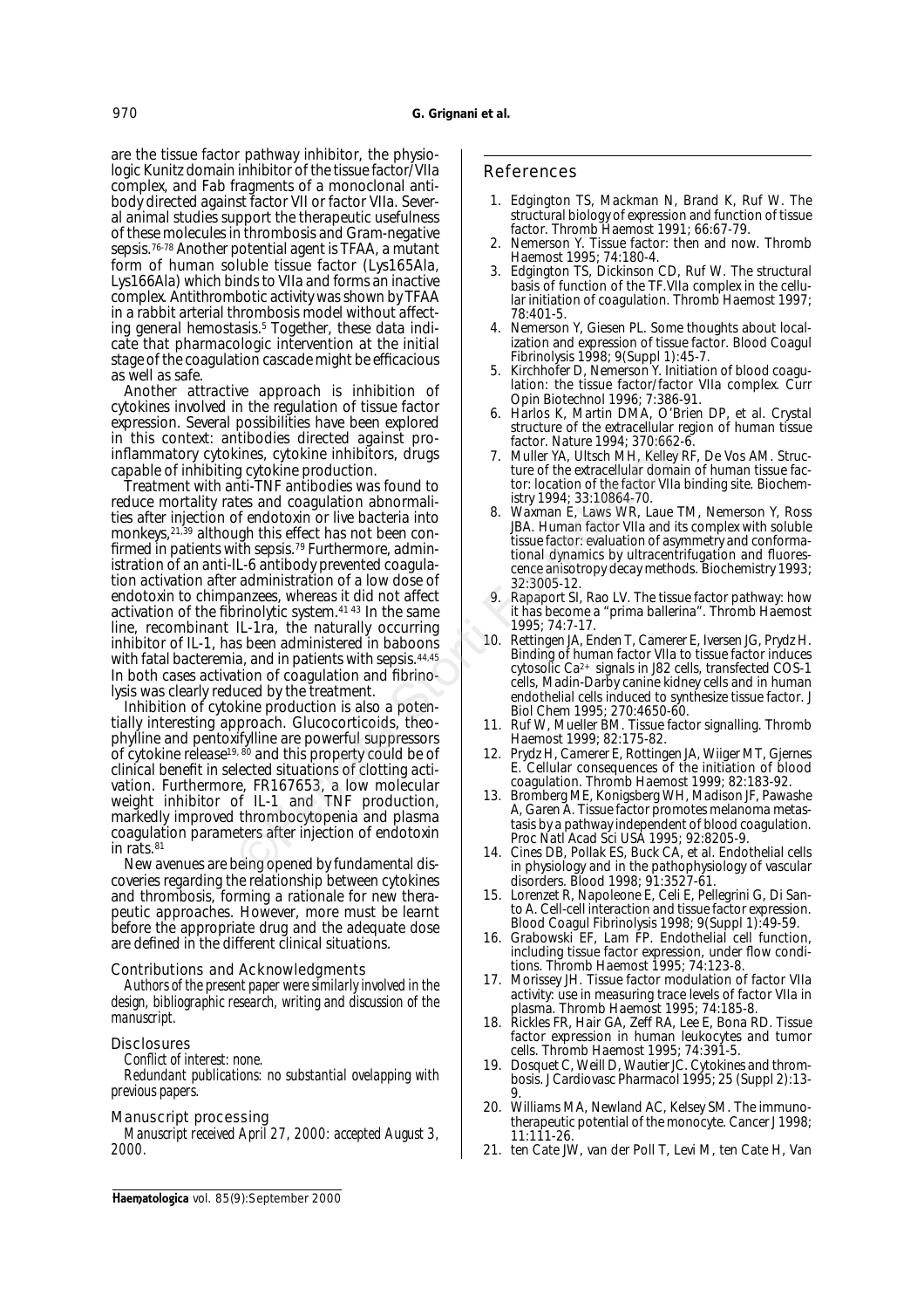are the tissue factor pathway inhibitor, the physiologic Kunitz domain inhibitor of the tissue factor/VIIa complex, and Fab fragments of a monoclonal antibody directed against factor VII or factor VIIa. Several animal studies support the therapeutic usefulness of these molecules in thrombosis and Gram-negative sepsis.[76-78] Another potential agent is TFAA, a mutant form of human soluble tissue factor (Lys165Ala, Lys166Ala) which binds to VIIa and forms an inactive complex. Antithrombotic activity was shown by TFAA in a rabbit arterial thrombosis model without affecting general hemostasis.[5] Together, these data indicate that pharmacologic intervention at the initial stage of the coagulation cascade might be efficacious as well as safe.

Another attractive approach is inhibition of cytokines involved in the regulation of tissue factor expression. Several possibilities have been explored in this context: antibodies directed against proinflammatory cytokines, cytokine inhibitors, drugs capable of inhibiting cytokine production.

Treatment with anti-TNF antibodies was found to reduce mortality rates and coagulation abnormalities after injection of endotoxin or live bacteria into monkeys,[21,39] although this effect has not been confirmed in patients with sepsis.[79] Furthermore, administration of an anti-IL-6 antibody prevented coagulation activation after administration of a low dose of endotoxin to chimpanzees, whereas it did not affect activation of the fibrinolytic system.[41 43] In the same line, recombinant IL-1ra, the naturally occurring inhibitor of IL-1, has been administered in baboons with fatal bacteremia, and in patients with sepsis.[44,45] In both cases activation of coagulation and fibrinolysis was clearly reduced by the treatment.

Inhibition of cytokine production is also a potentially interesting approach. Glucocorticoids, theophylline and pentoxifylline are powerful suppressors of cytokine release[19, 80] and this property could be of clinical benefit in selected situations of clotting activation. Furthermore, FR167653, a low molecular weight inhibitor of IL-1 and TNF production, markedly improved thrombocytopenia and plasma coagulation parameters after injection of endotoxin in rats.[81]

New avenues are being opened by fundamental discoveries regarding the relationship between cytokines and thrombosis, forming a rationale for new therapeutic approaches. However, more must be learnt before the appropriate drug and the adequate dose are defined in the different clinical situations.

## Contributions and Acknowledgments

*Authors of the present paper were similarly involved in the design, bibliographic research, writing and discussion of the manuscript.*

## Disclosures

*Conflict of interest: none.*

*Redundant publications: no substantial ovelapping with previous papers.*

## Manuscript processing

*Manuscript received April 27, 2000: accepted August 3, 2000.*

## References

1. Edgington TS, Mackman N, Brand K, Ruf W. The structural biology of expression and function of tissue factor. Thromb Haemost 1991; 66:67-79.
2. Nemerson Y. Tissue factor: then and now. Thromb Haemost 1995; 74:180-4.
3. Edgington TS, Dickinson CD, Ruf W. The structural basis of function of the TF.VIIa complex in the cellular initiation of coagulation. Thromb Haemost 1997; 78:401-5.
4. Nemerson Y, Giesen PL. Some thoughts about localization and expression of tissue factor. Blood Coagul Fibrinolysis 1998; 9(Suppl 1):45-7.
5. Kirchhofer D, Nemerson Y. Initiation of blood coagulation: the tissue factor/factor VIIa complex. Curr Opin Biotechnol 1996; 7:386-91.
6. Harlos K, Martin DMA, O'Brien DP, et al. Crystal structure of the extracellular region of human tissue factor. Nature 1994; 370:662-6.
7. Muller YA, Ultsch MH, Kelley RF, De Vos AM. Structure of the extracellular domain of human tissue factor: location of the factor VIIa binding site. Biochemistry 1994; 33:10864-70.
8. Waxman E, Laws WR, Laue TM, Nemerson Y, Ross JBA. Human factor VIIa and its complex with soluble tissue factor: evaluation of asymmetry and conformational dynamics by ultracentrifugation and fluorescence anisotropy decay methods. Biochemistry 1993; 32:3005-12.
9. Rapaport SI, Rao LV. The tissue factor pathway: how it has become a "prima ballerina". Thromb Haemost 1995; 74:7-17.
10. Rettingen JA, Enden T, Camerer E, Iversen JG, Prydz H. Binding of human factor VIIa to tissue factor induces cytosolic $Ca^{2+}$ signals in J82 cells, transfected COS-1 cells, Madin-Darby canine kidney cells and in human endothelial cells induced to synthesize tissue factor. J Biol Chem 1995; 270:4650-60.
11. Ruf W, Mueller BM. Tissue factor signalling. Thromb Haemost 1999; 82:175-82.
12. Prydz H, Camerer E, Rottingen JA, Wiiger MT, Gjernes E. Cellular consequences of the initiation of blood coagulation. Thromb Haemost 1999; 82:183-92.
13. Bromberg ME, Konigsberg WH, Madison JF, Pawashe A, Garen A. Tissue factor promotes melanoma metastasis by a pathway independent of blood coagulation. Proc Natl Acad Sci USA 1995; 92:8205-9.
14. Cines DB, Pollak ES, Buck CA, et al. Endothelial cells in physiology and in the pathophysiology of vascular disorders. Blood 1998; 91:3527-61.
15. Lorenzet R, Napoleone E, Celi E, Pellegrini G, Di Santo A. Cell-cell interaction and tissue factor expression. Blood Coagul Fibrinolysis 1998; 9(Suppl 1):49-59.
16. Grabowski EF, Lam FP. Endothelial cell function, including tissue factor expression, under flow conditions. Thromb Haemost 1995; 74:123-8.
17. Morissey JH. Tissue factor modulation of factor VIIa activity: use in measuring trace levels of factor VIIa in plasma. Thromb Haemost 1995; 74:185-8.
18. Rickles FR, Hair GA, Zeff RA, Lee E, Bona RD. Tissue factor expression in human leukocytes and tumor cells. Thromb Haemost 1995; 74:391-5.
19. Dosquet C, Weill D, Wautier JC. Cytokines and thrombosis. J Cardiovasc Pharmacol 1995; 25 (Suppl 2):13-9.
20. Williams MA, Newland AC, Kelsey SM. The immunotherapeutic potential of the monocyte. Cancer J 1998; 11:111-26.
21. ten Cate JW, van der Poll T, Levi M, ten Cate H, Van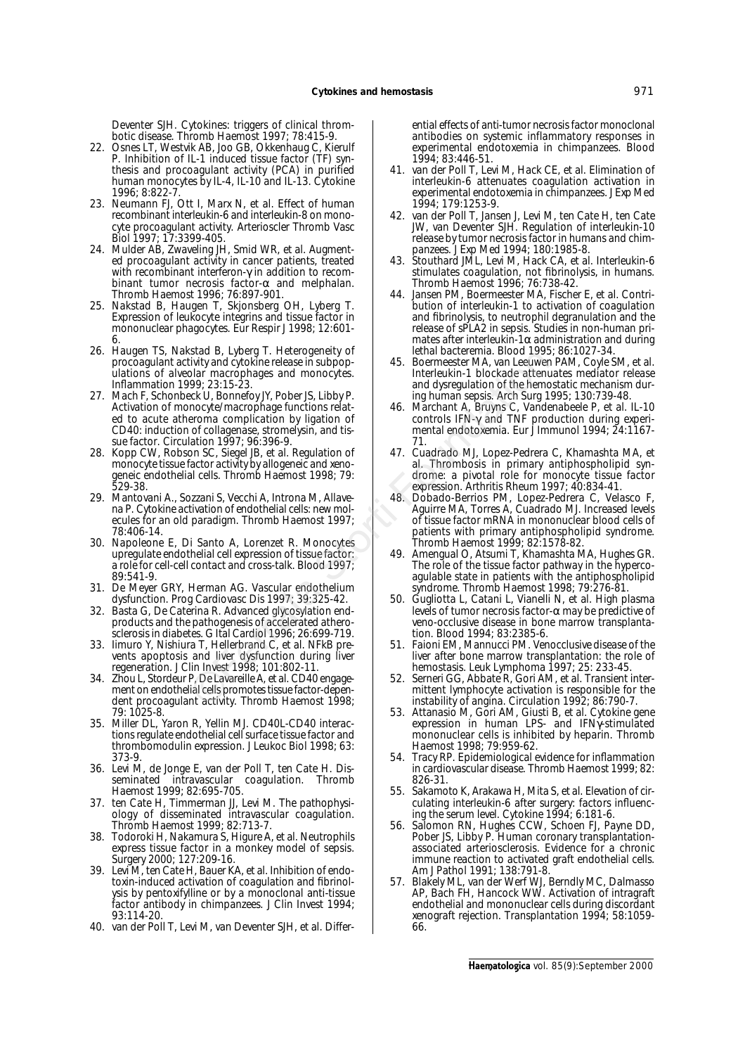Deventer SJH. Cytokines: triggers of clinical thrombotic disease. Thromb Haemost 1997; 78:415-9.

22. Osnes LT, Westvik AB, Joo GB, Okkenhaug C, Kierulf P. Inhibition of IL-1 induced tissue factor (TF) synthesis and procoagulant activity (PCA) in purified human monocytes by IL-4, IL-10 and IL-13. Cytokine 1996; 8:822-7.
23. Neumann FJ, Ott I, Marx N, et al. Effect of human recombinant interleukin-6 and interleukin-8 on monocyte procoagulant activity. Arterioscler Thromb Vasc Biol 1997; 17:3399-405.
24. Mulder AB, Zwaveling JH, Smid WR, et al. Augmented procoagulant activity in cancer patients, treated with recombinant interferon-γ in addition to recombinant tumor necrosis factor-α and melphalan. Thromb Haemost 1996; 76:897-901.
25. Nakstad B, Haugen T, Skjonsberg OH, Lyberg T. Expression of leukocyte integrins and tissue factor in mononuclear phagocytes. Eur Respir J 1998; 12:601-6.
26. Haugen TS, Nakstad B, Lyberg T. Heterogeneity of procoagulant activity and cytokine release in subpopulations of alveolar macrophages and monocytes. Inflammation 1999; 23:15-23.
27. Mach F, Schonbeck U, Bonnefoy JY, Pober JS, Libby P. Activation of monocyte/macrophage functions related to acute atheroma complication by ligation of CD40: induction of collagenase, stromelysin, and tissue factor. Circulation 1997; 96:396-9.
28. Kopp CW, Robson SC, Siegel JB, et al. Regulation of monocyte tissue factor activity by allogeneic and xenogeneic endothelial cells. Thromb Haemost 1998; 79: 529-38.
29. Mantovani A., Sozzani S, Vecchi A, Introna M, Allavena P. Cytokine activation of endothelial cells: new molecules for an old paradigm. Thromb Haemost 1997; 78:406-14.
30. Napoleone E, Di Santo A, Lorenzet R. Monocytes upregulate endothelial cell expression of tissue factor: a role for cell-cell contact and cross-talk. Blood 1997; 89:541-9.
31. De Meyer GRY, Herman AG. Vascular endothelium dysfunction. Prog Cardiovasc Dis 1997; 39:325-42.
32. Basta G, De Caterina R. Advanced glycosylation endproducts and the pathogenesis of accelerated atherosclerosis in diabetes. G Ital Cardiol 1996; 26:699-719.
33. Iimuro Y, Nishiura T, Hellerbrand C, et al. NFkB prevents apoptosis and liver dysfunction during liver regeneration. J Clin Invest 1998; 101:802-11.
34. Zhou L, Stordeur P, De Lavareille A, et al. CD40 engagement on endothelial cells promotes tissue factor-dependent procoagulant activity. Thromb Haemost 1998; 79: 1025-8.
35. Miller DL, Yaron R, Yellin MJ. CD40L-CD40 interactions regulate endothelial cell surface tissue factor and thrombomodulin expression. J Leukoc Biol 1998; 63: 373-9.
36. Levi M, de Jonge E, van der Poll T, ten Cate H. Disseminated intravascular coagulation. Thromb Haemost 1999; 82:695-705.
37. ten Cate H, Timmerman JJ, Levi M. The pathophysiology of disseminated intravascular coagulation. Thromb Haemost 1999; 82:713-7.
38. Todoroki H, Nakamura S, Higure A, et al. Neutrophils express tissue factor in a monkey model of sepsis. Surgery 2000; 127:209-16.
39. Levi M, ten Cate H, Bauer KA, et al. Inhibition of endotoxin-induced activation of coagulation and fibrinolysis by pentoxifylline or by a monoclonal anti-tissue factor antibody in chimpanzees. J Clin Invest 1994; 93:114-20.
40. van der Poll T, Levi M, van Deventer SJH, et al. Differential effects of anti-tumor necrosis factor monoclonal antibodies on systemic inflammatory responses in experimental endotoxemia in chimpanzees. Blood 1994; 83:446-51.
41. van der Poll T, Levi M, Hack CE, et al. Elimination of interleukin-6 attenuates coagulation activation in experimental endotoxemia in chimpanzees. J Exp Med 1994; 179:1253-9.
42. van der Poll T, Jansen J, Levi M, ten Cate H, ten Cate JW, van Deventer SJH. Regulation of interleukin-10 release by tumor necrosis factor in humans and chimpanzees. J Exp Med 1994; 180:1985-8.
43. Stouthard JML, Levi M, Hack CA, et al. Interleukin-6 stimulates coagulation, not fibrinolysis, in humans. Thromb Haemost 1996; 76:738-42.
44. Jansen PM, Boermeester MA, Fischer E, et al. Contribution of interleukin-1 to activation of coagulation and fibrinolysis, to neutrophil degranulation and the release of sPLA2 in sepsis. Studies in non-human primates after interleukin-1α administration and during lethal bacteremia. Blood 1995; 86:1027-34.
45. Boermeester MA, van Leeuwen PAM, Coyle SM, et al. Interleukin-1 blockade attenuates mediator release and dysregulation of the hemostatic mechanism during human sepsis. Arch Surg 1995; 130:739-48.
46. Marchant A, Bruyns C, Vandenabeele P, et al. IL-10 controls IFN-γ and TNF production during experimental endotoxemia. Eur J Immunol 1994; 24:1167-71.
47. Cuadrado MJ, Lopez-Pedrera C, Khamashta MA, et al. Thrombosis in primary antiphospholipid syndrome: a pivotal role for monocyte tissue factor expression. Arthritis Rheum 1997; 40:834-41.
48. Dobado-Berrios PM, Lopez-Pedrera C, Velasco F, Aguirre MA, Torres A, Cuadrado MJ. Increased levels of tissue factor mRNA in mononuclear blood cells of patients with primary antiphospholipid syndrome. Thromb Haemost 1999; 82:1578-82.
49. Amengual O, Atsumi T, Khamashta MA, Hughes GR. The role of the tissue factor pathway in the hypercoagulable state in patients with the antiphospholipid syndrome. Thromb Haemost 1998; 79:276-81.
50. Gugliotta L, Catani L, Vianelli N, et al. High plasma levels of tumor necrosis factor-α may be predictive of veno-occlusive disease in bone marrow transplantation. Blood 1994; 83:2385-6.
51. Faioni EM, Mannucci PM. Venocclusive disease of the liver after bone marrow transplantation: the role of hemostasis. Leuk Lymphoma 1997; 25: 233-45.
52. Serneri GG, Abbate R, Gori AM, et al. Transient intermittent lymphocyte activation is responsible for the instability of angina. Circulation 1992; 86:790-7.
53. Attanasio M, Gori AM, Giusti B, et al. Cytokine gene expression in human LPS- and IFNγ-stimulated mononuclear cells is inhibited by heparin. Thromb Haemost 1998; 79:959-62.
54. Tracy RP. Epidemiological evidence for inflammation in cardiovascular disease. Thromb Haemost 1999; 82: 826-31.
55. Sakamoto K, Arakawa H, Mita S, et al. Elevation of circulating interleukin-6 after surgery: factors influencing the serum level. Cytokine 1994; 6:181-6.
56. Salomon RN, Hughes CCW, Schoen FJ, Payne DD, Pober JS, Libby P. Human coronary transplantation-associated arteriosclerosis. Evidence for a chronic immune reaction to activated graft endothelial cells. Am J Pathol 1991; 138:791-8.
57. Blakely ML, van der Werf WJ, Berndly MC, Dalmasso AP, Bach FH, Hancock WW. Activation of intragraft endothelial and mononuclear cells during discordant xenograft rejection. Transplantation 1994; 58:1059-66.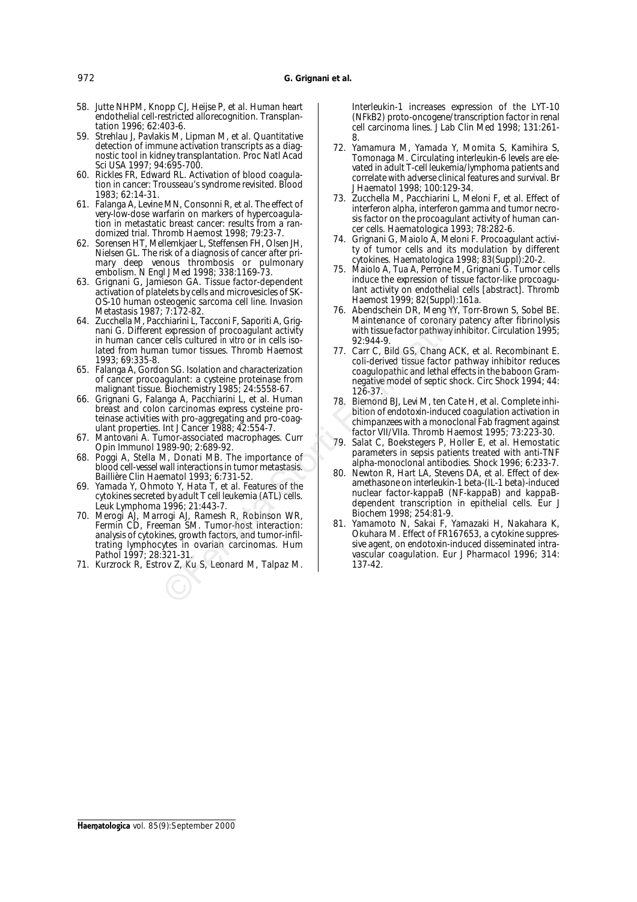58. Jutte NHPM, Knopp CJ, Heijse P, et al. Human heart endothelial cell-restricted allorecognition. Transplantation 1996; 62:403-6.
59. Strehlau J, Pavlakis M, Lipman M, et al. Quantitative detection of immune activation transcripts as a diagnostic tool in kidney transplantation. Proc Natl Acad Sci USA 1997; 94:695-700.
60. Rickles FR, Edward RL. Activation of blood coagulation in cancer: Trousseau's syndrome revisited. Blood 1983; 62:14-31.
61. Falanga A, Levine MN, Consonni R, et al. The effect of very-low-dose warfarin on markers of hypercoagulation in metastatic breast cancer: results from a randomized trial. Thromb Haemost 1998; 79:23-7.
62. Sorensen HT, Mellemkjaer L, Steffensen FH, Olsen JH, Nielsen GL. The risk of a diagnosis of cancer after primary deep venous thrombosis or pulmonary embolism. N Engl J Med 1998; 338:1169-73.
63. Grignani G, Jamieson GA. Tissue factor-dependent activation of platelets by cells and microvesicles of SK-OS-10 human osteogenic sarcoma cell line. Invasion Metastasis 1987; 7:172-82.
64. Zucchella M, Pacchiarini L, Tacconi F, Saporiti A, Grignani G. Different expression of procoagulant activity in human cancer cells cultured *in vitro* or in cells isolated from human tumor tissues. Thromb Haemost 1993; 69:335-8.
65. Falanga A, Gordon SG. Isolation and characterization of cancer procoagulant: a cysteine proteinase from malignant tissue. Biochemistry 1985; 24:5558-67.
66. Grignani G, Falanga A, Pacchiarini L, et al. Human breast and colon carcinomas express cysteine proteinase activities with pro-aggregating and pro-coagulant properties. Int J Cancer 1988; 42:554-7.
67. Mantovani A. Tumor-associated macrophages. Curr Opin Immunol 1989-90; 2:689-92.
68. Poggi A, Stella M, Donati MB. The importance of blood cell-vessel wall interactions in tumor metastasis. Baillière Clin Haematol 1993; 6:731-52.
69. Yamada Y, Ohmoto Y, Hata T, et al. Features of the cytokines secreted by adult T cell leukemia (ATL) cells. Leuk Lymphoma 1996; 21:443-7.
70. Merogi AJ, Marrogi AJ, Ramesh R, Robinson WR, Fermin CD, Freeman SM. Tumor-host interaction: analysis of cytokines, growth factors, and tumor-infiltrating lymphocytes in ovarian carcinomas. Hum Pathol 1997; 28:321-31.
71. Kurzrock R, Estrov Z, Ku S, Leonard M, Talpaz M. Interleukin-1 increases expression of the LYT-10 (NFkB2) proto-oncogene/transcription factor in renal cell carcinoma lines. J Lab Clin Med 1998; 131:261-8.
72. Yamamura M, Yamada Y, Momita S, Kamihira S, Tomonaga M. Circulating interleukin-6 levels are elevated in adult T-cell leukemia/lymphoma patients and correlate with adverse clinical features and survival. Br J Haematol 1998; 100:129-34.
73. Zucchella M, Pacchiarini L, Meloni F, et al. Effect of interferon alpha, interferon gamma and tumor necrosis factor on the procoagulant activity of human cancer cells. Haematologica 1993; 78:282-6.
74. Grignani G, Maiolo A, Meloni F. Procoagulant activity of tumor cells and its modulation by different cytokines. Haematologica 1998; 83(Suppl):20-2.
75. Maiolo A, Tua A, Perrone M, Grignani G. Tumor cells induce the expression of tissue factor-like procoagulant activity on endothelial cells [abstract]. Thromb Haemost 1999; 82(Suppl):161a.
76. Abendschein DR, Meng YY, Torr-Brown S, Sobel BE. Maintenance of coronary patency after fibrinolysis with tissue factor pathway inhibitor. Circulation 1995; 92:944-9.
77. Carr C, Bild GS, Chang ACK, et al. Recombinant E. coli-derived tissue factor pathway inhibitor reduces coagulopathic and lethal effects in the baboon Gram-negative model of septic shock. Circ Shock 1994; 44: 126-37.
78. Biemond BJ, Levi M, ten Cate H, et al. Complete inhibition of endotoxin-induced coagulation activation in chimpanzees with a monoclonal Fab fragment against factor VII/VIIa. Thromb Haemost 1995; 73:223-30.
79. Salat C, Boekstegers P, Holler E, et al. Hemostatic parameters in sepsis patients treated with anti-TNF alpha-monoclonal antibodies. Shock 1996; 6:233-7.
80. Newton R, Hart LA, Stevens DA, et al. Effect of dexamethasone on interleukin-1 beta-(IL-1 beta)-induced nuclear factor-kappaB (NF-kappaB) and kappaB-dependent transcription in epithelial cells. Eur J Biochem 1998; 254:81-9.
81. Yamamoto N, Sakai F, Yamazaki H, Nakahara K, Okuhara M. Effect of FR167653, a cytokine suppressive agent, on endotoxin-induced disseminated intravascular coagulation. Eur J Pharmacol 1996; 314: 137-42.